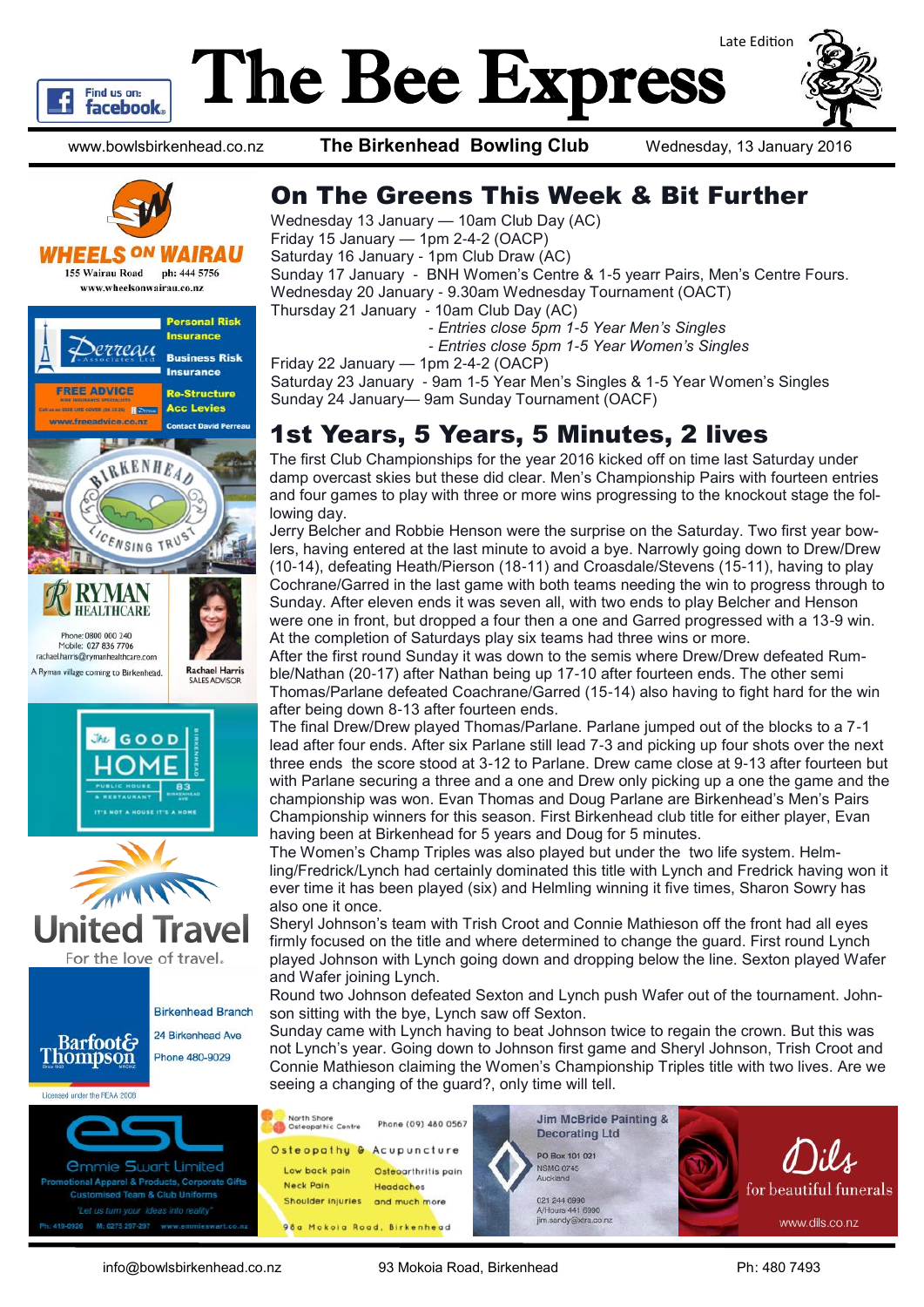# The Bee Express

Late Edition

www.bowlsbirkenhead.co.nz **The Birkenhead Bowling Club** Wednesday, 13 January 2016

## On The Greens This Week & Bit Further

Wednesday 13 January — 10am Club Day (AC)
Friday 15 January — 1pm 2-4-2 (OACP)
Saturday 16 January - 1pm Club Draw (AC)
Sunday 17 January - BNH Women's Centre & 1-5 yearr Pairs, Men's Centre Fours.
Wednesday 20 January - 9.30am Wednesday Tournament (OACT)
Thursday 21 January - 10am Club Day (AC)
*- Entries close 5pm 1-5 Year Men's Singles*
*- Entries close 5pm 1-5 Year Women's Singles*
Friday 22 January — 1pm 2-4-2 (OACP)
Saturday 23 January - 9am 1-5 Year Men's Singles & 1-5 Year Women's Singles
Sunday 24 January— 9am Sunday Tournament (OACF)

## 1st Years, 5 Years, 5 Minutes, 2 lives

The first Club Championships for the year 2016 kicked off on time last Saturday under damp overcast skies but these did clear. Men's Championship Pairs with fourteen entries and four games to play with three or more wins progressing to the knockout stage the following day.

Jerry Belcher and Robbie Henson were the surprise on the Saturday. Two first year bowlers, having entered at the last minute to avoid a bye. Narrowly going down to Drew/Drew (10-14), defeating Heath/Pierson (18-11) and Croasdale/Stevens (15-11), having to play Cochrane/Garred in the last game with both teams needing the win to progress through to Sunday. After eleven ends it was seven all, with two ends to play Belcher and Henson were one in front, but dropped a four then a one and Garred progressed with a 13-9 win.

At the completion of Saturdays play six teams had three wins or more.

After the first round Sunday it was down to the semis where Drew/Drew defeated Rumble/Nathan (20-17) after Nathan being up 17-10 after fourteen ends. The other semi Thomas/Parlane defeated Coachrane/Garred (15-14) also having to fight hard for the win after being down 8-13 after fourteen ends.

The final Drew/Drew played Thomas/Parlane. Parlane jumped out of the blocks to a 7-1 lead after four ends. After six Parlane still lead 7-3 and picking up four shots over the next three ends the score stood at 3-12 to Parlane. Drew came close at 9-13 after fourteen but with Parlane securing a three and a one and Drew only picking up a one the game and the championship was won. Evan Thomas and Doug Parlane are Birkenhead's Men's Pairs Championship winners for this season. First Birkenhead club title for either player, Evan having been at Birkenhead for 5 years and Doug for 5 minutes.

The Women's Champ Triples was also played but under the two life system. Helmling/Fredrick/Lynch had certainly dominated this title with Lynch and Fredrick having won it ever time it has been played (six) and Helmling winning it five times, Sharon Sowry has also one it once.

Sheryl Johnson's team with Trish Croot and Connie Mathieson off the front had all eyes firmly focused on the title and where determined to change the guard. First round Lynch played Johnson with Lynch going down and dropping below the line. Sexton played Wafer and Wafer joining Lynch.

Round two Johnson defeated Sexton and Lynch push Wafer out of the tournament. Johnson sitting with the bye, Lynch saw off Sexton.

Sunday came with Lynch having to beat Johnson twice to regain the crown. But this was not Lynch's year. Going down to Johnson first game and Sheryl Johnson, Trish Croot and Connie Mathieson claiming the Women's Championship Triples title with two lives. Are we seeing a changing of the guard?, only time will tell.

WHEELS ON WAIRAU
155 Wairau Road ph: 444 5756
www.wheelsonwairau.co.nz

Perreau Associates Ltd — Personal Risk Insurance, Business Risk Insurance, Re-Structure Acc Levies. FREE ADVICE. www.freeadvice.co.nz. Contact David Perreau

Birkenhead Licensing Trust

RYMAN HEALTHCARE
Phone: 0800 000 240
Mobile: 027 836 7706
rachaelharris@rymanhealthcare.com
A Ryman village coming to Birkenhead.
Rachael Harris, SALES ADVISOR

The Good Home — Public House & Restaurant, 83 Birkenhead Ave. It's not a house it's a home

United Travel — For the love of travel.

Barfoot & Thompson — Birkenhead Branch, 24 Birkenhead Ave, Phone 480-9029
Licensed under the REAA 2008

esl — Emmie Swart Limited
Promotional Apparel & Products, Corporate Gifts, Customised Team & Club Uniforms
"Let us turn your ideas into reality"
Ph: 419-0926 M: 0275 297-297 www.emmieswart.co.nz

North Shore Osteopathic Centre — Phone (09) 480 0567
Osteopathy & Acupuncture
Low back pain, Osteoarthritis pain, Neck Pain, Headaches, Shoulder injuries and much more
98a Mokoia Road, Birkenhead

Jim McBride Painting & Decorating Ltd
PO Box 101 021
NSMC 0745
Auckland
021 244 6990
A/Hours 441 6990
jim.sandy@xtra.co.nz

Dils — for beautiful funerals
www.dils.co.nz

info@bowlsbirkenhead.co.nz 93 Mokoia Road, Birkenhead Ph: 480 7493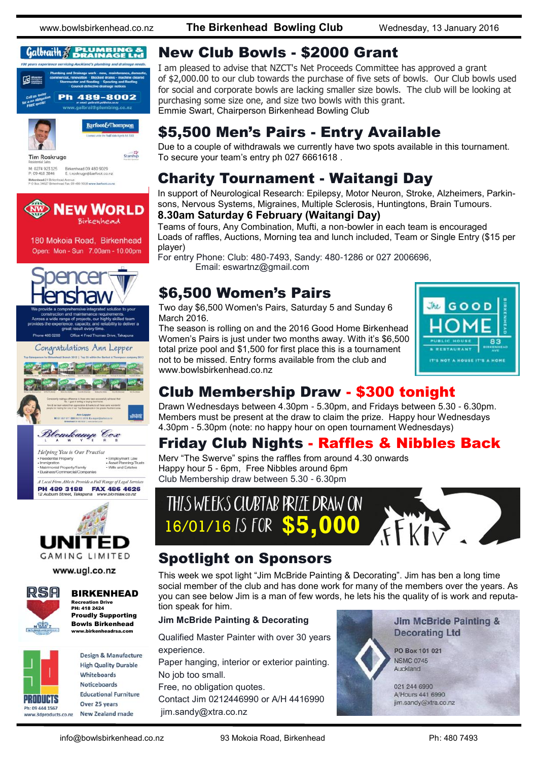## New Club Bowls - $2000 Grant

I am pleased to advise that NZCT's Net Proceeds Committee has approved a grant of $2,000.00 to our club towards the purchase of five sets of bowls. Our Club bowls used for social and corporate bowls are lacking smaller size bowls. The club will be looking at purchasing some size one, and size two bowls with this grant.
Emmie Swart, Chairperson Birkenhead Bowling Club

## $5,500 Men's Pairs - Entry Available

Due to a couple of withdrawals we currently have two spots available in this tournament. To secure your team's entry ph 027 6661618 .

## Charity Tournament - Waitangi Day

In support of Neurological Research: Epilepsy, Motor Neuron, Stroke, Alzheimers, Parkinsons, Nervous Systems, Migraines, Multiple Sclerosis, Huntingtons, Brain Tumours.

**8.30am Saturday 6 February (Waitangi Day)**

Teams of fours, Any Combination, Mufti, a non-bowler in each team is encouraged
Loads of raffles, Auctions, Morning tea and lunch included, Team or Single Entry ($15 per player)
For entry Phone: Club: 480-7493, Sandy: 480-1286 or 027 2006696,
Email: eswartnz@gmail.com

## $6,500 Women's Pairs

Two day $6,500 Women's Pairs, Saturday 5 and Sunday 6 March 2016.
The season is rolling on and the 2016 Good Home Birkenhead Women's Pairs is just under two months away. With it's $6,500 total prize pool and $1,500 for first place this is a tournament not to be missed. Entry forms available from the club and www.bowlsbirkenhead.co.nz

## Club Membership Draw - $300 tonight

Drawn Wednesdays between 4.30pm - 5.30pm, and Fridays between 5.30 - 6.30pm. Members must be present at the draw to claim the prize. Happy hour Wednesdays 4.30pm - 5.30pm (note: no happy hour on open tournament Wednesdays)

## Friday Club Nights - Raffles & Nibbles Back

Merv "The Swerve" spins the raffles from around 4.30 onwards
Happy hour 5 - 6pm, Free Nibbles around 6pm
Club Membership draw between 5.30 - 6.30pm

THIS WEEKS CLUBTAB PRIZE DRAW ON 16/01/16 IS FOR $5,000

## Spotlight on Sponsors

This week we spot light "Jim McBride Painting & Decorating". Jim has ben a long time social member of the club and has done work for many of the members over the years. As you can see below Jim is a man of few words, he lets his the quality of is work and reputation speak for him.

**Jim McBride Painting & Decorating**

Qualified Master Painter with over 30 years experience.
Paper hanging, interior or exterior painting.
No job too small.
Free, no obligation quotes.
Contact Jim 0212446990 or A/H 4416990
jim.sandy@xtra.co.nz

Jim McBride Painting & Decorating Ltd
PO Box 101 021
NSMC 0745
Auckland
021 244 6990
A/Hours 441 6990
jim.sandy@xtra.co.nz

info@bowlsbirkenhead.co.nz | 93 Mokoia Road, Birkenhead | Ph: 480 7493